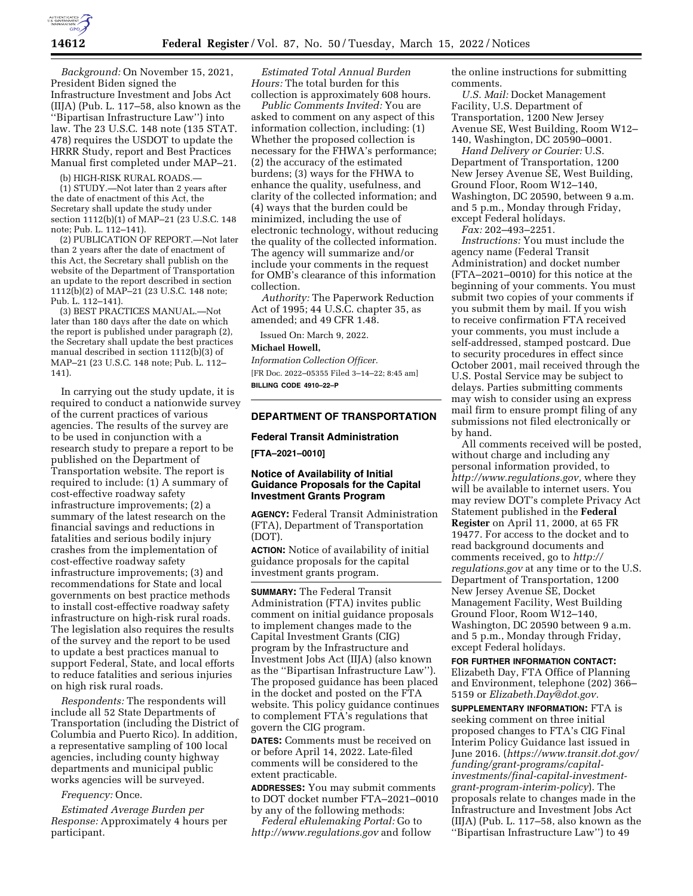*Background:* On November 15, 2021, President Biden signed the Infrastructure Investment and Jobs Act (IIJA) (Pub. L. 117–58, also known as the ''Bipartisan Infrastructure Law'') into law. The 23 U.S.C. 148 note (135 STAT. 478) requires the USDOT to update the HRRR Study, report and Best Practices Manual first completed under MAP–21.

(b) HIGH-RISK RURAL ROADS.—

(1) STUDY.—Not later than 2 years after the date of enactment of this Act, the Secretary shall update the study under section 1112(b)(1) of MAP–21 (23 U.S.C. 148 note; Pub. L. 112–141).

(2) PUBLICATION OF REPORT.—Not later than 2 years after the date of enactment of this Act, the Secretary shall publish on the website of the Department of Transportation an update to the report described in section 1112(b)(2) of MAP–21 (23 U.S.C. 148 note; Pub. L. 112–141).

(3) BEST PRACTICES MANUAL.—Not later than 180 days after the date on which the report is published under paragraph (2), the Secretary shall update the best practices manual described in section 1112(b)(3) of MAP–21 (23 U.S.C. 148 note; Pub. L. 112–141).

In carrying out the study update, it is required to conduct a nationwide survey of the current practices of various agencies. The results of the survey are to be used in conjunction with a research study to prepare a report to be published on the Department of Transportation website. The report is required to include: (1) A summary of cost-effective roadway safety infrastructure improvements; (2) a summary of the latest research on the financial savings and reductions in fatalities and serious bodily injury crashes from the implementation of cost-effective roadway safety infrastructure improvements; (3) and recommendations for State and local governments on best practice methods to install cost-effective roadway safety infrastructure on high-risk rural roads. The legislation also requires the results of the survey and the report to be used to update a best practices manual to support Federal, State, and local efforts to reduce fatalities and serious injuries on high risk rural roads.

*Respondents:* The respondents will include all 52 State Departments of Transportation (including the District of Columbia and Puerto Rico). In addition, a representative sampling of 100 local agencies, including county highway departments and municipal public works agencies will be surveyed.

*Frequency:* Once.

*Estimated Average Burden per Response:* Approximately 4 hours per participant.

*Estimated Total Annual Burden Hours:* The total burden for this collection is approximately 608 hours.

*Public Comments Invited:* You are asked to comment on any aspect of this information collection, including: (1) Whether the proposed collection is necessary for the FHWA's performance; (2) the accuracy of the estimated burdens; (3) ways for the FHWA to enhance the quality, usefulness, and clarity of the collected information; and (4) ways that the burden could be minimized, including the use of electronic technology, without reducing the quality of the collected information. The agency will summarize and/or include your comments in the request for OMB's clearance of this information collection.

*Authority:* The Paperwork Reduction Act of 1995; 44 U.S.C. chapter 35, as amended; and 49 CFR 1.48.

Issued On: March 9, 2022.

**Michael Howell,**

*Information Collection Officer.*

[FR Doc. 2022–05355 Filed 3–14–22; 8:45 am]

**BILLING CODE 4910–22–P**

## DEPARTMENT OF TRANSPORTATION

### Federal Transit Administration

**[FTA–2021–0010]**

### Notice of Availability of Initial Guidance Proposals for the Capital Investment Grants Program

**AGENCY:** Federal Transit Administration (FTA), Department of Transportation (DOT).

**ACTION:** Notice of availability of initial guidance proposals for the capital investment grants program.

**SUMMARY:** The Federal Transit Administration (FTA) invites public comment on initial guidance proposals to implement changes made to the Capital Investment Grants (CIG) program by the Infrastructure and Investment Jobs Act (IIJA) (also known as the ''Bipartisan Infrastructure Law''). The proposed guidance has been placed in the docket and posted on the FTA website. This policy guidance continues to complement FTA's regulations that govern the CIG program.

**DATES:** Comments must be received on or before April 14, 2022. Late-filed comments will be considered to the extent practicable.

**ADDRESSES:** You may submit comments to DOT docket number FTA–2021–0010 by any of the following methods:

*Federal eRulemaking Portal:* Go to *http://www.regulations.gov* and follow the online instructions for submitting comments.

*U.S. Mail:* Docket Management Facility, U.S. Department of Transportation, 1200 New Jersey Avenue SE, West Building, Room W12–140, Washington, DC 20590–0001.

*Hand Delivery or Courier:* U.S. Department of Transportation, 1200 New Jersey Avenue SE, West Building, Ground Floor, Room W12–140, Washington, DC 20590, between 9 a.m. and 5 p.m., Monday through Friday, except Federal holidays.

*Fax:* 202–493–2251.

*Instructions:* You must include the agency name (Federal Transit Administration) and docket number (FTA–2021–0010) for this notice at the beginning of your comments. You must submit two copies of your comments if you submit them by mail. If you wish to receive confirmation FTA received your comments, you must include a self-addressed, stamped postcard. Due to security procedures in effect since October 2001, mail received through the U.S. Postal Service may be subject to delays. Parties submitting comments may wish to consider using an express mail firm to ensure prompt filing of any submissions not filed electronically or by hand.

All comments received will be posted, without charge and including any personal information provided, to *http://www.regulations.gov,* where they will be available to internet users. You may review DOT's complete Privacy Act Statement published in the **Federal Register** on April 11, 2000, at 65 FR 19477. For access to the docket and to read background documents and comments received, go to *http://regulations.gov* at any time or to the U.S. Department of Transportation, 1200 New Jersey Avenue SE, Docket Management Facility, West Building Ground Floor, Room W12–140, Washington, DC 20590 between 9 a.m. and 5 p.m., Monday through Friday, except Federal holidays.

**FOR FURTHER INFORMATION CONTACT:** Elizabeth Day, FTA Office of Planning and Environment, telephone (202) 366–5159 or *Elizabeth.Day@dot.gov.*

**SUPPLEMENTARY INFORMATION:** FTA is seeking comment on three initial proposed changes to FTA's CIG Final Interim Policy Guidance last issued in June 2016. (*https://www.transit.dot.gov/funding/grant-programs/capital-investments/final-capital-investment-grant-program-interim-policy*). The proposals relate to changes made in the Infrastructure and Investment Jobs Act (IIJA) (Pub. L. 117–58, also known as the ''Bipartisan Infrastructure Law'') to 49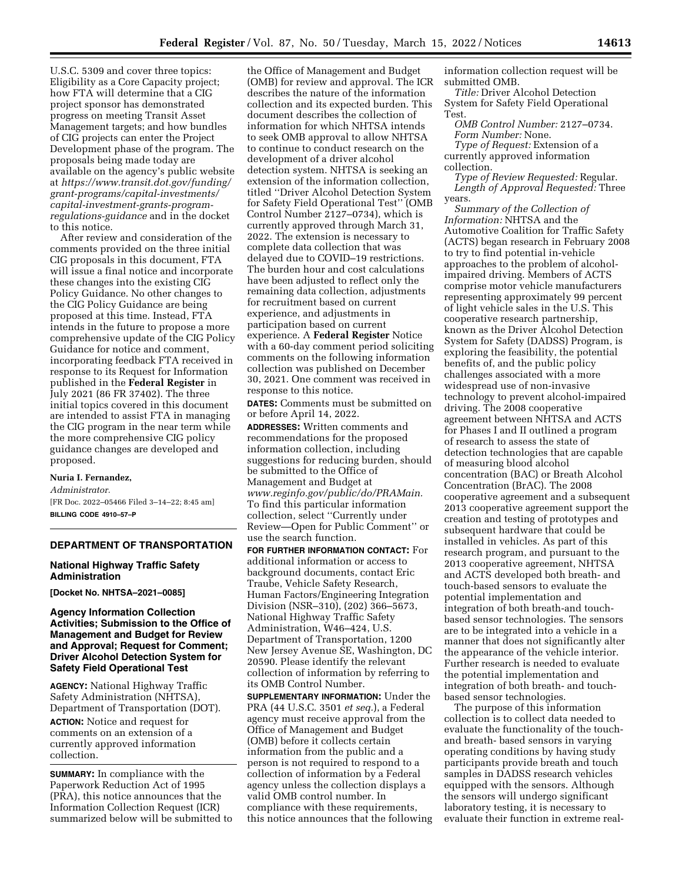U.S.C. 5309 and cover three topics: Eligibility as a Core Capacity project; how FTA will determine that a CIG project sponsor has demonstrated progress on meeting Transit Asset Management targets; and how bundles of CIG projects can enter the Project Development phase of the program. The proposals being made today are available on the agency's public website at *https://www.transit.dot.gov/funding/grant-programs/capital-investments/capital-investment-grants-program-regulations-guidance* and in the docket to this notice.

After review and consideration of the comments provided on the three initial CIG proposals in this document, FTA will issue a final notice and incorporate these changes into the existing CIG Policy Guidance. No other changes to the CIG Policy Guidance are being proposed at this time. Instead, FTA intends in the future to propose a more comprehensive update of the CIG Policy Guidance for notice and comment, incorporating feedback FTA received in response to its Request for Information published in the **Federal Register** in July 2021 (86 FR 37402). The three initial topics covered in this document are intended to assist FTA in managing the CIG program in the near term while the more comprehensive CIG policy guidance changes are developed and proposed.

**Nuria I. Fernandez,**

*Administrator.*

[FR Doc. 2022–05466 Filed 3–14–22; 8:45 am]

**BILLING CODE 4910–57–P**

## DEPARTMENT OF TRANSPORTATION

### National Highway Traffic Safety Administration

**[Docket No. NHTSA–2021–0085]**

### Agency Information Collection Activities; Submission to the Office of Management and Budget for Review and Approval; Request for Comment; Driver Alcohol Detection System for Safety Field Operational Test

**AGENCY:** National Highway Traffic Safety Administration (NHTSA), Department of Transportation (DOT).

**ACTION:** Notice and request for comments on an extension of a currently approved information collection.

**SUMMARY:** In compliance with the Paperwork Reduction Act of 1995 (PRA), this notice announces that the Information Collection Request (ICR) summarized below will be submitted to the Office of Management and Budget (OMB) for review and approval. The ICR describes the nature of the information collection and its expected burden. This document describes the collection of information for which NHTSA intends to seek OMB approval to allow NHTSA to continue to conduct research on the development of a driver alcohol detection system. NHTSA is seeking an extension of the information collection, titled ''Driver Alcohol Detection System for Safety Field Operational Test'' (OMB Control Number 2127–0734), which is currently approved through March 31, 2022. The extension is necessary to complete data collection that was delayed due to COVID–19 restrictions. The burden hour and cost calculations have been adjusted to reflect only the remaining data collection, adjustments for recruitment based on current experience, and adjustments in participation based on current experience. A **Federal Register** Notice with a 60-day comment period soliciting comments on the following information collection was published on December 30, 2021. One comment was received in response to this notice.

**DATES:** Comments must be submitted on or before April 14, 2022.

**ADDRESSES:** Written comments and recommendations for the proposed information collection, including suggestions for reducing burden, should be submitted to the Office of Management and Budget at *www.reginfo.gov/public/do/PRAMain.* To find this particular information collection, select ''Currently under Review—Open for Public Comment'' or use the search function.

**FOR FURTHER INFORMATION CONTACT:** For additional information or access to background documents, contact Eric Traube, Vehicle Safety Research, Human Factors/Engineering Integration Division (NSR–310), (202) 366–5673, National Highway Traffic Safety Administration, W46–424, U.S. Department of Transportation, 1200 New Jersey Avenue SE, Washington, DC 20590. Please identify the relevant collection of information by referring to its OMB Control Number.

**SUPPLEMENTARY INFORMATION:** Under the PRA (44 U.S.C. 3501 *et seq.*), a Federal agency must receive approval from the Office of Management and Budget (OMB) before it collects certain information from the public and a person is not required to respond to a collection of information by a Federal agency unless the collection displays a valid OMB control number. In compliance with these requirements, this notice announces that the following information collection request will be submitted OMB.

*Title:* Driver Alcohol Detection System for Safety Field Operational Test.

*OMB Control Number:* 2127–0734.

*Form Number:* None.

*Type of Request:* Extension of a currently approved information collection.

*Type of Review Requested:* Regular.

*Length of Approval Requested:* Three years.

*Summary of the Collection of Information:* NHTSA and the Automotive Coalition for Traffic Safety (ACTS) began research in February 2008 to try to find potential in-vehicle approaches to the problem of alcohol-impaired driving. Members of ACTS comprise motor vehicle manufacturers representing approximately 99 percent of light vehicle sales in the U.S. This cooperative research partnership, known as the Driver Alcohol Detection System for Safety (DADSS) Program, is exploring the feasibility, the potential benefits of, and the public policy challenges associated with a more widespread use of non-invasive technology to prevent alcohol-impaired driving. The 2008 cooperative agreement between NHTSA and ACTS for Phases I and II outlined a program of research to assess the state of detection technologies that are capable of measuring blood alcohol concentration (BAC) or Breath Alcohol Concentration (BrAC). The 2008 cooperative agreement and a subsequent 2013 cooperative agreement support the creation and testing of prototypes and subsequent hardware that could be installed in vehicles. As part of this research program, and pursuant to the 2013 cooperative agreement, NHTSA and ACTS developed both breath- and touch-based sensors to evaluate the potential implementation and integration of both breath-and touch-based sensor technologies. The sensors are to be integrated into a vehicle in a manner that does not significantly alter the appearance of the vehicle interior. Further research is needed to evaluate the potential implementation and integration of both breath- and touch-based sensor technologies.

The purpose of this information collection is to collect data needed to evaluate the functionality of the touch- and breath- based sensors in varying operating conditions by having study participants provide breath and touch samples in DADSS research vehicles equipped with the sensors. Although the sensors will undergo significant laboratory testing, it is necessary to evaluate their function in extreme real-